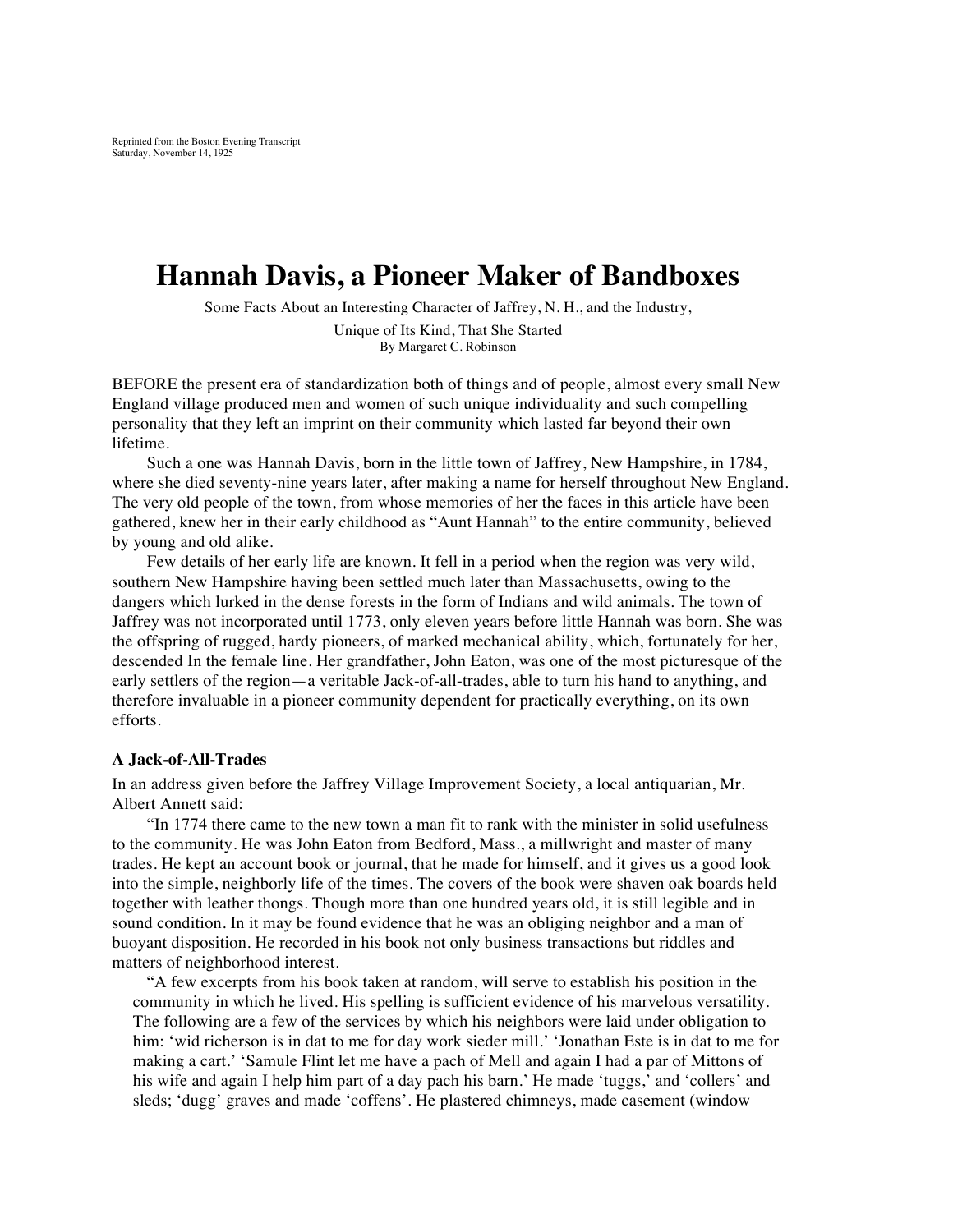Reprinted from the Boston Evening Transcript
Saturday, November 14, 1925

# Hannah Davis, a Pioneer Maker of Bandboxes

Some Facts About an Interesting Character of Jaffrey, N. H., and the Industry,

Unique of Its Kind, That She Started

By Margaret C. Robinson

BEFORE the present era of standardization both of things and of people, almost every small New England village produced men and women of such unique individuality and such compelling personality that they left an imprint on their community which lasted far beyond their own lifetime.

Such a one was Hannah Davis, born in the little town of Jaffrey, New Hampshire, in 1784, where she died seventy-nine years later, after making a name for herself throughout New England. The very old people of the town, from whose memories of her the faces in this article have been gathered, knew her in their early childhood as "Aunt Hannah" to the entire community, believed by young and old alike.

Few details of her early life are known. It fell in a period when the region was very wild, southern New Hampshire having been settled much later than Massachusetts, owing to the dangers which lurked in the dense forests in the form of Indians and wild animals. The town of Jaffrey was not incorporated until 1773, only eleven years before little Hannah was born. She was the offspring of rugged, hardy pioneers, of marked mechanical ability, which, fortunately for her, descended In the female line. Her grandfather, John Eaton, was one of the most picturesque of the early settlers of the region—a veritable Jack-of-all-trades, able to turn his hand to anything, and therefore invaluable in a pioneer community dependent for practically everything, on its own efforts.

### A Jack-of-All-Trades

In an address given before the Jaffrey Village Improvement Society, a local antiquarian, Mr. Albert Annett said:

"In 1774 there came to the new town a man fit to rank with the minister in solid usefulness to the community. He was John Eaton from Bedford, Mass., a millwright and master of many trades. He kept an account book or journal, that he made for himself, and it gives us a good look into the simple, neighborly life of the times. The covers of the book were shaven oak boards held together with leather thongs. Though more than one hundred years old, it is still legible and in sound condition. In it may be found evidence that he was an obliging neighbor and a man of buoyant disposition. He recorded in his book not only business transactions but riddles and matters of neighborhood interest.

"A few excerpts from his book taken at random, will serve to establish his position in the community in which he lived. His spelling is sufficient evidence of his marvelous versatility. The following are a few of the services by which his neighbors were laid under obligation to him: 'wid richerson is in dat to me for day work sieder mill.' 'Jonathan Este is in dat to me for making a cart.' 'Samule Flint let me have a pach of Mell and again I had a par of Mittons of his wife and again I help him part of a day pach his barn.' He made 'tuggs,' and 'collers' and sleds; 'dugg' graves and made 'coffens'. He plastered chimneys, made casement (window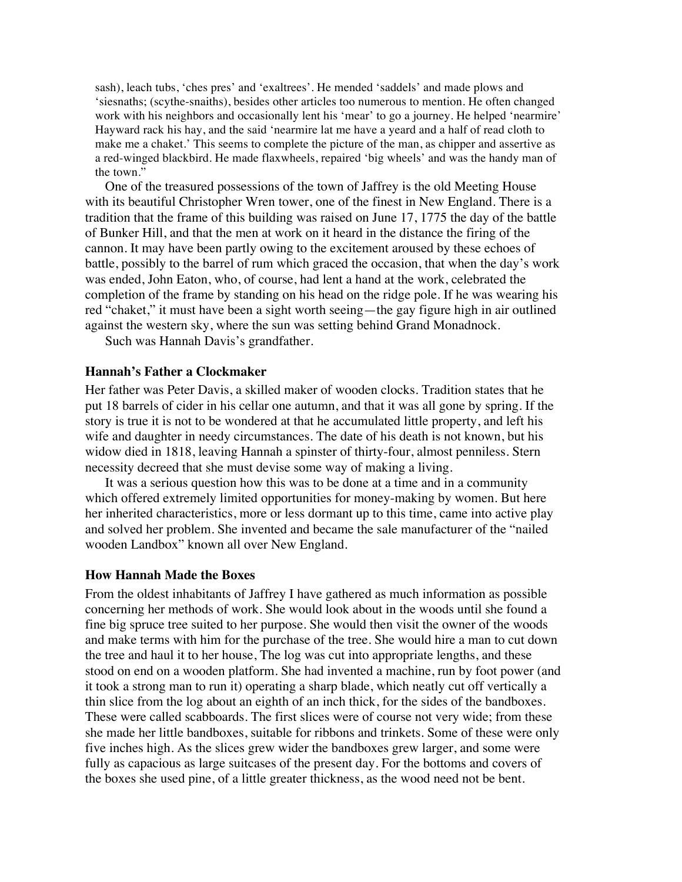sash), leach tubs, 'ches pres' and 'exaltrees'. He mended 'saddels' and made plows and 'siesnaths; (scythe-snaiths), besides other articles too numerous to mention. He often changed work with his neighbors and occasionally lent his 'mear' to go a journey. He helped 'nearmire' Hayward rack his hay, and the said 'nearmire lat me have a yeard and a half of read cloth to make me a chaket.' This seems to complete the picture of the man, as chipper and assertive as a red-winged blackbird. He made flaxwheels, repaired 'big wheels' and was the handy man of the town."

One of the treasured possessions of the town of Jaffrey is the old Meeting House with its beautiful Christopher Wren tower, one of the finest in New England. There is a tradition that the frame of this building was raised on June 17, 1775 the day of the battle of Bunker Hill, and that the men at work on it heard in the distance the firing of the cannon. It may have been partly owing to the excitement aroused by these echoes of battle, possibly to the barrel of rum which graced the occasion, that when the day's work was ended, John Eaton, who, of course, had lent a hand at the work, celebrated the completion of the frame by standing on his head on the ridge pole. If he was wearing his red "chaket," it must have been a sight worth seeing—the gay figure high in air outlined against the western sky, where the sun was setting behind Grand Monadnock.

Such was Hannah Davis's grandfather.

### Hannah's Father a Clockmaker

Her father was Peter Davis, a skilled maker of wooden clocks. Tradition states that he put 18 barrels of cider in his cellar one autumn, and that it was all gone by spring. If the story is true it is not to be wondered at that he accumulated little property, and left his wife and daughter in needy circumstances. The date of his death is not known, but his widow died in 1818, leaving Hannah a spinster of thirty-four, almost penniless. Stern necessity decreed that she must devise some way of making a living.

It was a serious question how this was to be done at a time and in a community which offered extremely limited opportunities for money-making by women. But here her inherited characteristics, more or less dormant up to this time, came into active play and solved her problem. She invented and became the sale manufacturer of the "nailed wooden Landbox" known all over New England.

### How Hannah Made the Boxes

From the oldest inhabitants of Jaffrey I have gathered as much information as possible concerning her methods of work. She would look about in the woods until she found a fine big spruce tree suited to her purpose. She would then visit the owner of the woods and make terms with him for the purchase of the tree. She would hire a man to cut down the tree and haul it to her house, The log was cut into appropriate lengths, and these stood on end on a wooden platform. She had invented a machine, run by foot power (and it took a strong man to run it) operating a sharp blade, which neatly cut off vertically a thin slice from the log about an eighth of an inch thick, for the sides of the bandboxes. These were called scabboards. The first slices were of course not very wide; from these she made her little bandboxes, suitable for ribbons and trinkets. Some of these were only five inches high. As the slices grew wider the bandboxes grew larger, and some were fully as capacious as large suitcases of the present day. For the bottoms and covers of the boxes she used pine, of a little greater thickness, as the wood need not be bent.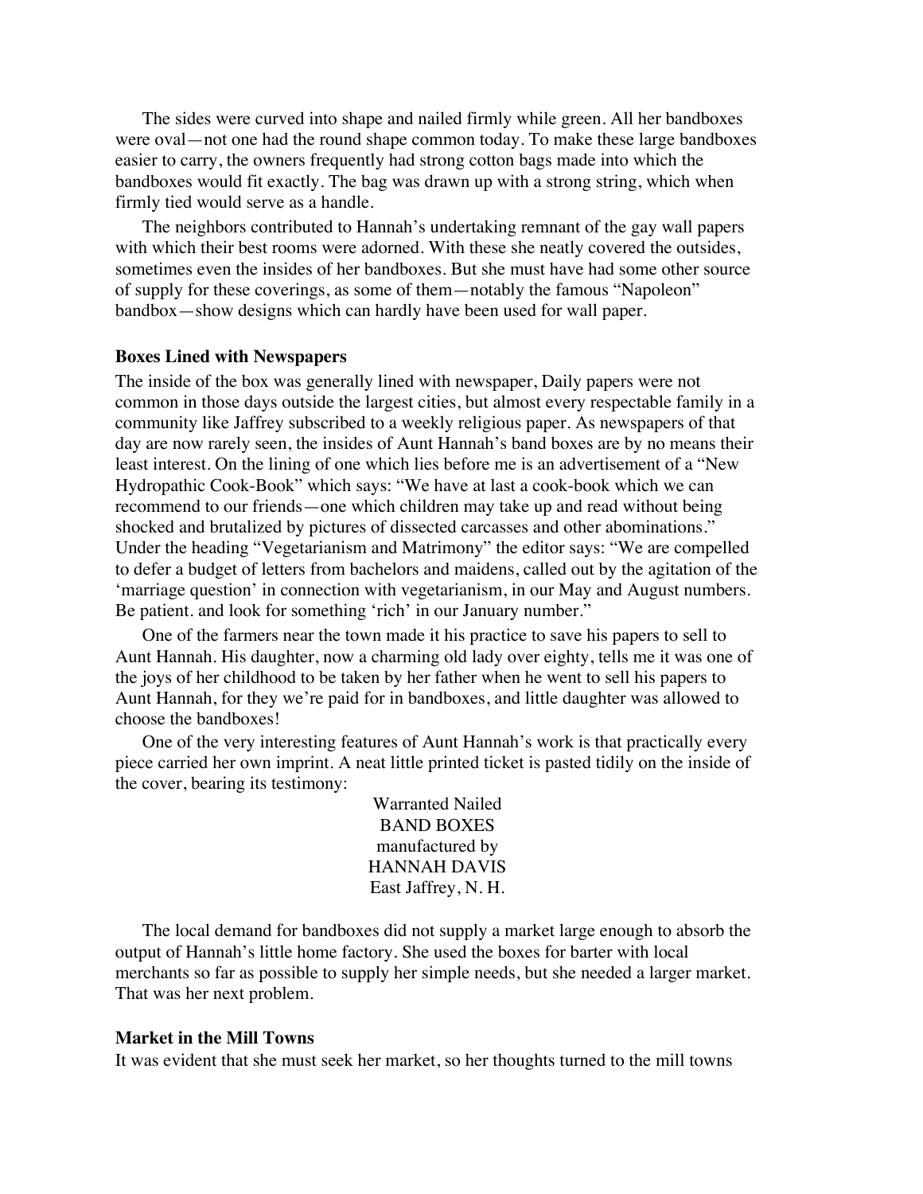The sides were curved into shape and nailed firmly while green. All her bandboxes were oval—not one had the round shape common today. To make these large bandboxes easier to carry, the owners frequently had strong cotton bags made into which the bandboxes would fit exactly. The bag was drawn up with a strong string, which when firmly tied would serve as a handle.

The neighbors contributed to Hannah's undertaking remnant of the gay wall papers with which their best rooms were adorned. With these she neatly covered the outsides, sometimes even the insides of her bandboxes. But she must have had some other source of supply for these coverings, as some of them—notably the famous "Napoleon" bandbox—show designs which can hardly have been used for wall paper.

**Boxes Lined with Newspapers**

The inside of the box was generally lined with newspaper, Daily papers were not common in those days outside the largest cities, but almost every respectable family in a community like Jaffrey subscribed to a weekly religious paper. As newspapers of that day are now rarely seen, the insides of Aunt Hannah's band boxes are by no means their least interest. On the lining of one which lies before me is an advertisement of a "New Hydropathic Cook-Book" which says: "We have at last a cook-book which we can recommend to our friends—one which children may take up and read without being shocked and brutalized by pictures of dissected carcasses and other abominations." Under the heading "Vegetarianism and Matrimony" the editor says: "We are compelled to defer a budget of letters from bachelors and maidens, called out by the agitation of the 'marriage question' in connection with vegetarianism, in our May and August numbers. Be patient. and look for something 'rich' in our January number."

One of the farmers near the town made it his practice to save his papers to sell to Aunt Hannah. His daughter, now a charming old lady over eighty, tells me it was one of the joys of her childhood to be taken by her father when he went to sell his papers to Aunt Hannah, for they we're paid for in bandboxes, and little daughter was allowed to choose the bandboxes!

One of the very interesting features of Aunt Hannah's work is that practically every piece carried her own imprint. A neat little printed ticket is pasted tidily on the inside of the cover, bearing its testimony:

Warranted Nailed  
BAND BOXES  
manufactured by  
HANNAH DAVIS  
East Jaffrey, N. H.

The local demand for bandboxes did not supply a market large enough to absorb the output of Hannah's little home factory. She used the boxes for barter with local merchants so far as possible to supply her simple needs, but she needed a larger market. That was her next problem.

**Market in the Mill Towns**

It was evident that she must seek her market, so her thoughts turned to the mill towns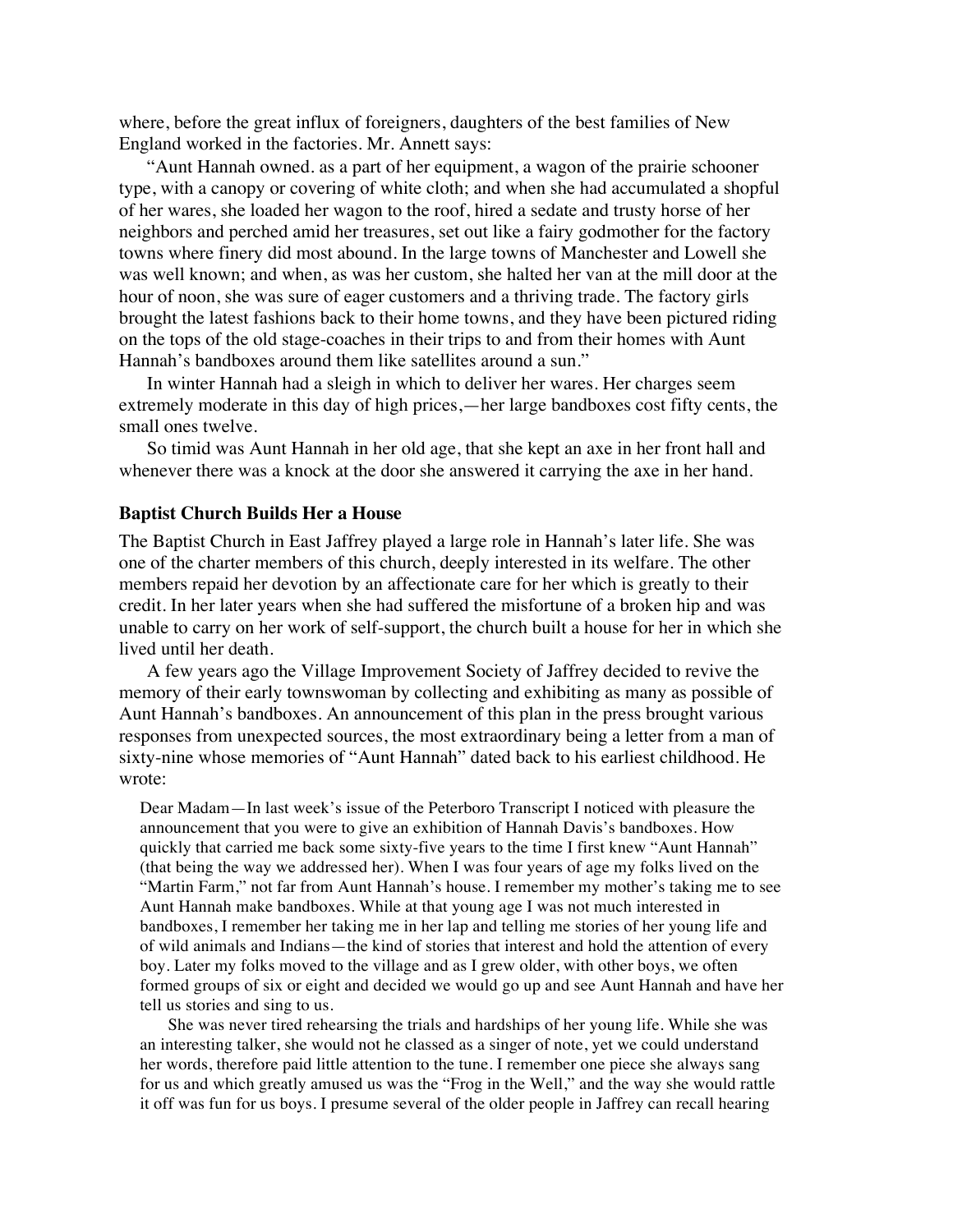where, before the great influx of foreigners, daughters of the best families of New England worked in the factories. Mr. Annett says:

"Aunt Hannah owned. as a part of her equipment, a wagon of the prairie schooner type, with a canopy or covering of white cloth; and when she had accumulated a shopful of her wares, she loaded her wagon to the roof, hired a sedate and trusty horse of her neighbors and perched amid her treasures, set out like a fairy godmother for the factory towns where finery did most abound. In the large towns of Manchester and Lowell she was well known; and when, as was her custom, she halted her van at the mill door at the hour of noon, she was sure of eager customers and a thriving trade. The factory girls brought the latest fashions back to their home towns, and they have been pictured riding on the tops of the old stage-coaches in their trips to and from their homes with Aunt Hannah's bandboxes around them like satellites around a sun."

In winter Hannah had a sleigh in which to deliver her wares. Her charges seem extremely moderate in this day of high prices,—her large bandboxes cost fifty cents, the small ones twelve.

So timid was Aunt Hannah in her old age, that she kept an axe in her front hall and whenever there was a knock at the door she answered it carrying the axe in her hand.

### Baptist Church Builds Her a House

The Baptist Church in East Jaffrey played a large role in Hannah's later life. She was one of the charter members of this church, deeply interested in its welfare. The other members repaid her devotion by an affectionate care for her which is greatly to their credit. In her later years when she had suffered the misfortune of a broken hip and was unable to carry on her work of self-support, the church built a house for her in which she lived until her death.

A few years ago the Village Improvement Society of Jaffrey decided to revive the memory of their early townswoman by collecting and exhibiting as many as possible of Aunt Hannah's bandboxes. An announcement of this plan in the press brought various responses from unexpected sources, the most extraordinary being a letter from a man of sixty-nine whose memories of "Aunt Hannah" dated back to his earliest childhood. He wrote:

> Dear Madam—In last week's issue of the Peterboro Transcript I noticed with pleasure the announcement that you were to give an exhibition of Hannah Davis's bandboxes. How quickly that carried me back some sixty-five years to the time I first knew "Aunt Hannah" (that being the way we addressed her). When I was four years of age my folks lived on the "Martin Farm," not far from Aunt Hannah's house. I remember my mother's taking me to see Aunt Hannah make bandboxes. While at that young age I was not much interested in bandboxes, I remember her taking me in her lap and telling me stories of her young life and of wild animals and Indians—the kind of stories that interest and hold the attention of every boy. Later my folks moved to the village and as I grew older, with other boys, we often formed groups of six or eight and decided we would go up and see Aunt Hannah and have her tell us stories and sing to us.
>
> She was never tired rehearsing the trials and hardships of her young life. While she was an interesting talker, she would not he classed as a singer of note, yet we could understand her words, therefore paid little attention to the tune. I remember one piece she always sang for us and which greatly amused us was the "Frog in the Well," and the way she would rattle it off was fun for us boys. I presume several of the older people in Jaffrey can recall hearing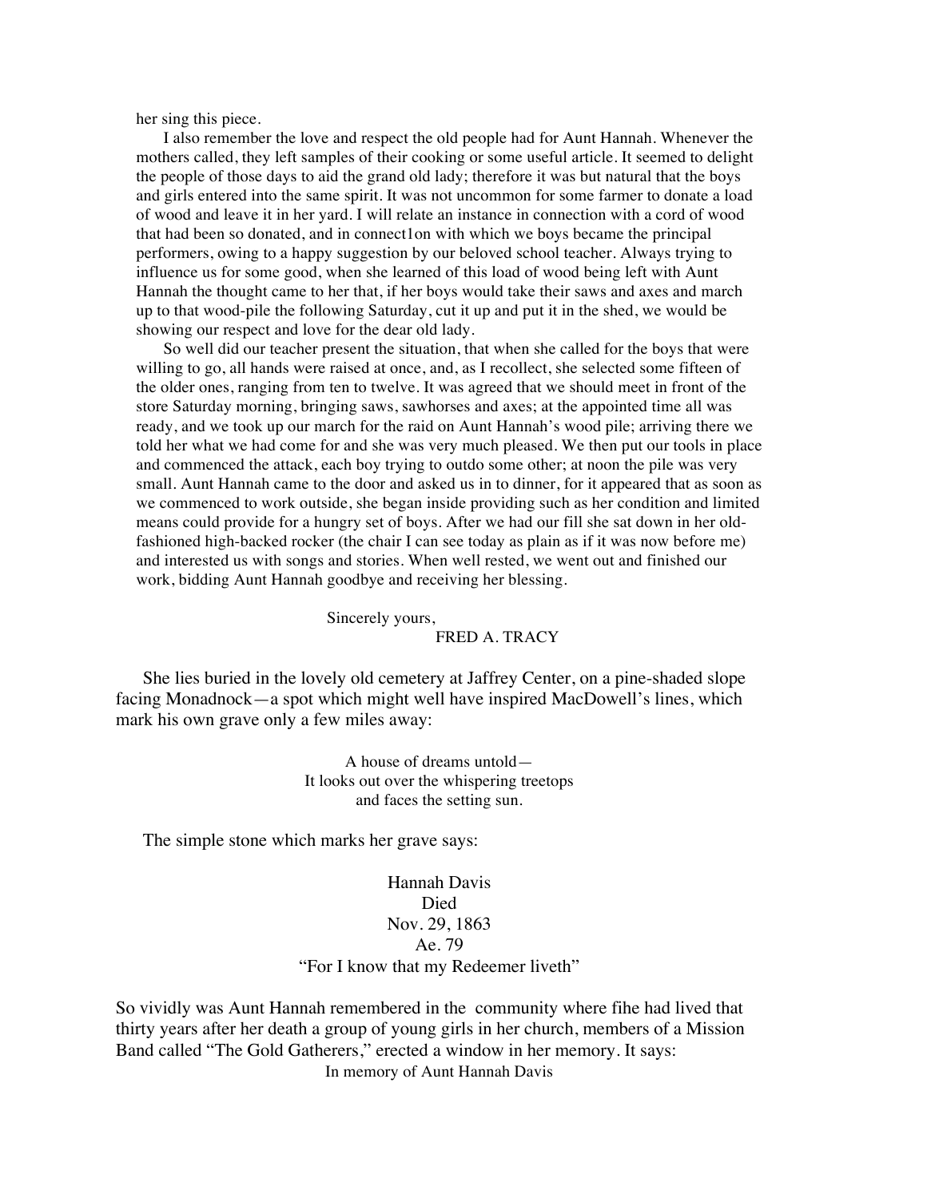her sing this piece.

I also remember the love and respect the old people had for Aunt Hannah. Whenever the mothers called, they left samples of their cooking or some useful article. It seemed to delight the people of those days to aid the grand old lady; therefore it was but natural that the boys and girls entered into the same spirit. It was not uncommon for some farmer to donate a load of wood and leave it in her yard. I will relate an instance in connection with a cord of wood that had been so donated, and in connect1on with which we boys became the principal performers, owing to a happy suggestion by our beloved school teacher. Always trying to influence us for some good, when she learned of this load of wood being left with Aunt Hannah the thought came to her that, if her boys would take their saws and axes and march up to that wood-pile the following Saturday, cut it up and put it in the shed, we would be showing our respect and love for the dear old lady.

So well did our teacher present the situation, that when she called for the boys that were willing to go, all hands were raised at once, and, as I recollect, she selected some fifteen of the older ones, ranging from ten to twelve. It was agreed that we should meet in front of the store Saturday morning, bringing saws, sawhorses and axes; at the appointed time all was ready, and we took up our march for the raid on Aunt Hannah's wood pile; arriving there we told her what we had come for and she was very much pleased. We then put our tools in place and commenced the attack, each boy trying to outdo some other; at noon the pile was very small. Aunt Hannah came to the door and asked us in to dinner, for it appeared that as soon as we commenced to work outside, she began inside providing such as her condition and limited means could provide for a hungry set of boys. After we had our fill she sat down in her old-fashioned high-backed rocker (the chair I can see today as plain as if it was now before me) and interested us with songs and stories. When well rested, we went out and finished our work, bidding Aunt Hannah goodbye and receiving her blessing.

Sincerely yours,
FRED A. TRACY

She lies buried in the lovely old cemetery at Jaffrey Center, on a pine-shaded slope facing Monadnock—a spot which might well have inspired MacDowell's lines, which mark his own grave only a few miles away:

> A house of dreams untold—
> It looks out over the whispering treetops
> and faces the setting sun.

The simple stone which marks her grave says:

Hannah Davis
Died
Nov. 29, 1863
Ae. 79
"For I know that my Redeemer liveth"

So vividly was Aunt Hannah remembered in the community where fihe had lived that thirty years after her death a group of young girls in her church, members of a Mission Band called "The Gold Gatherers," erected a window in her memory. It says:

In memory of Aunt Hannah Davis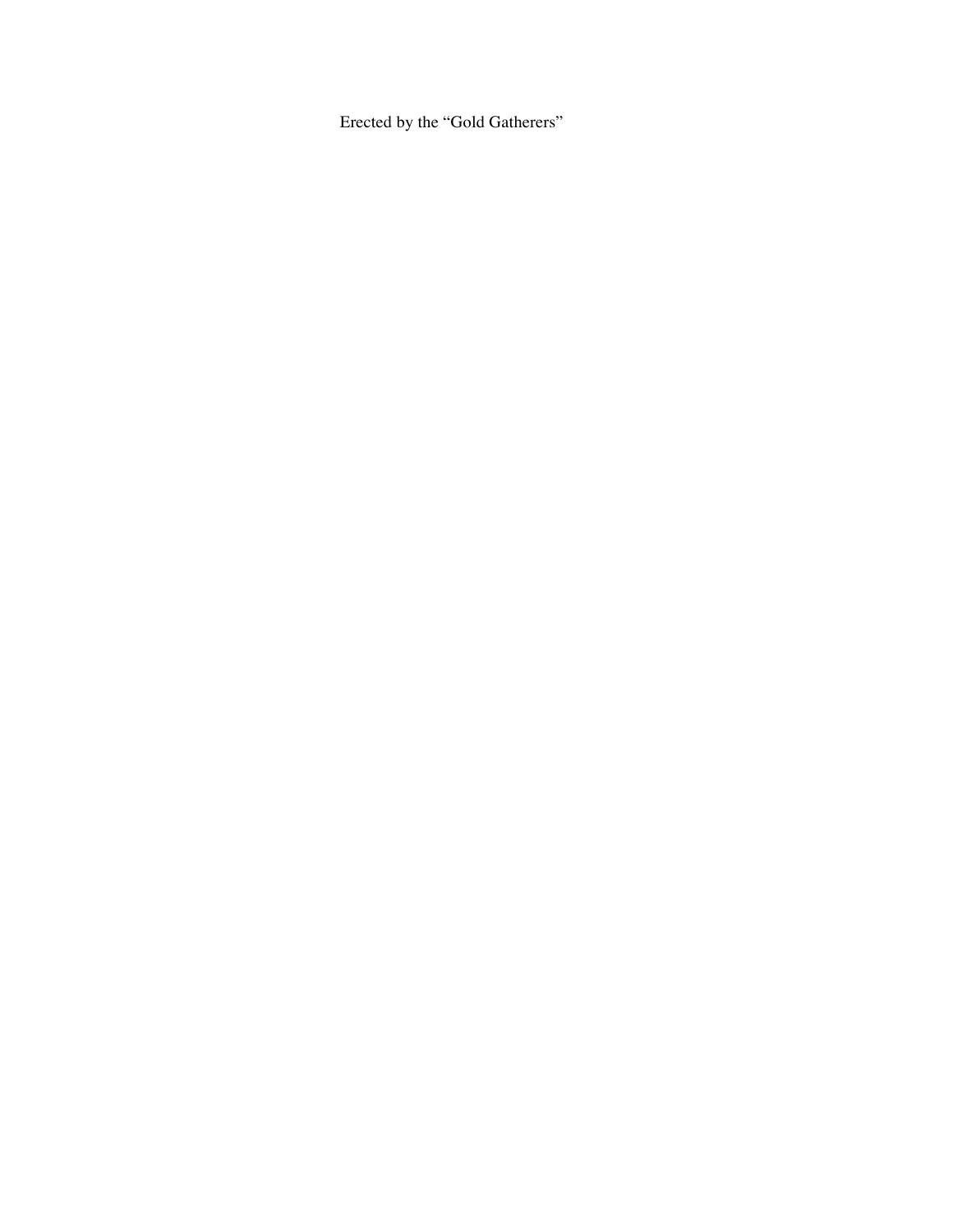Erected by the “Gold Gatherers”